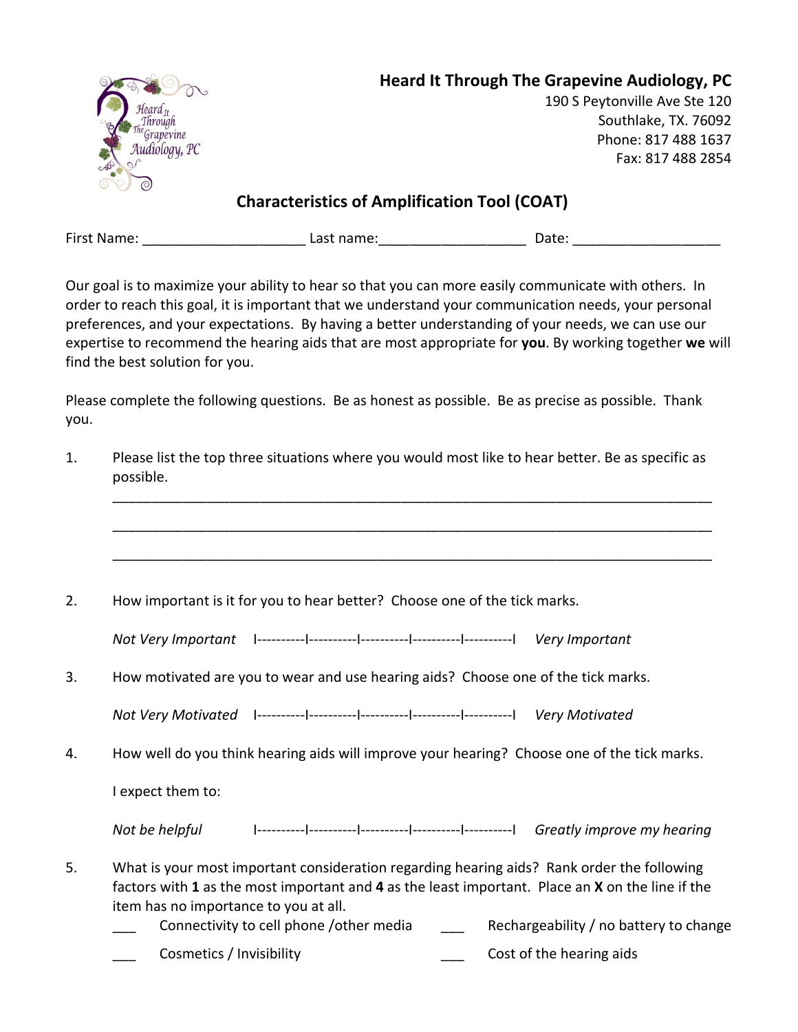**Heard It Through The Grapevine Audiology, PC**
190 S Peytonville Ave Ste 120
Southlake, TX. 76092
Phone: 817 488 1637
Fax: 817 488 2854

## Characteristics of Amplification Tool (COAT)

First Name: ____________________ Last name:__________________ Date: __________________

Our goal is to maximize your ability to hear so that you can more easily communicate with others. In order to reach this goal, it is important that we understand your communication needs, your personal preferences, and your expectations. By having a better understanding of your needs, we can use our expertise to recommend the hearing aids that are most appropriate for **you**. By working together **we** will find the best solution for you.

Please complete the following questions. Be as honest as possible. Be as precise as possible. Thank you.

1. Please list the top three situations where you would most like to hear better. Be as specific as possible.

   ______________________________________________________________________

   ______________________________________________________________________

   ______________________________________________________________________

2. How important is it for you to hear better? Choose one of the tick marks.

   *Not Very Important* I----------I----------I----------I----------I----------I *Very Important*

3. How motivated are you to wear and use hearing aids? Choose one of the tick marks.

   *Not Very Motivated* I----------I----------I----------I----------I----------I *Very Motivated*

4. How well do you think hearing aids will improve your hearing? Choose one of the tick marks.

   I expect them to:

   *Not be helpful* I----------I----------I----------I----------I----------I *Greatly improve my hearing*

5. What is your most important consideration regarding hearing aids? Rank order the following factors with **1** as the most important and **4** as the least important. Place an **X** on the line if the item has no importance to you at all.

   ___ Connectivity to cell phone /other media ___ Rechargeability / no battery to change

   ___ Cosmetics / Invisibility ___ Cost of the hearing aids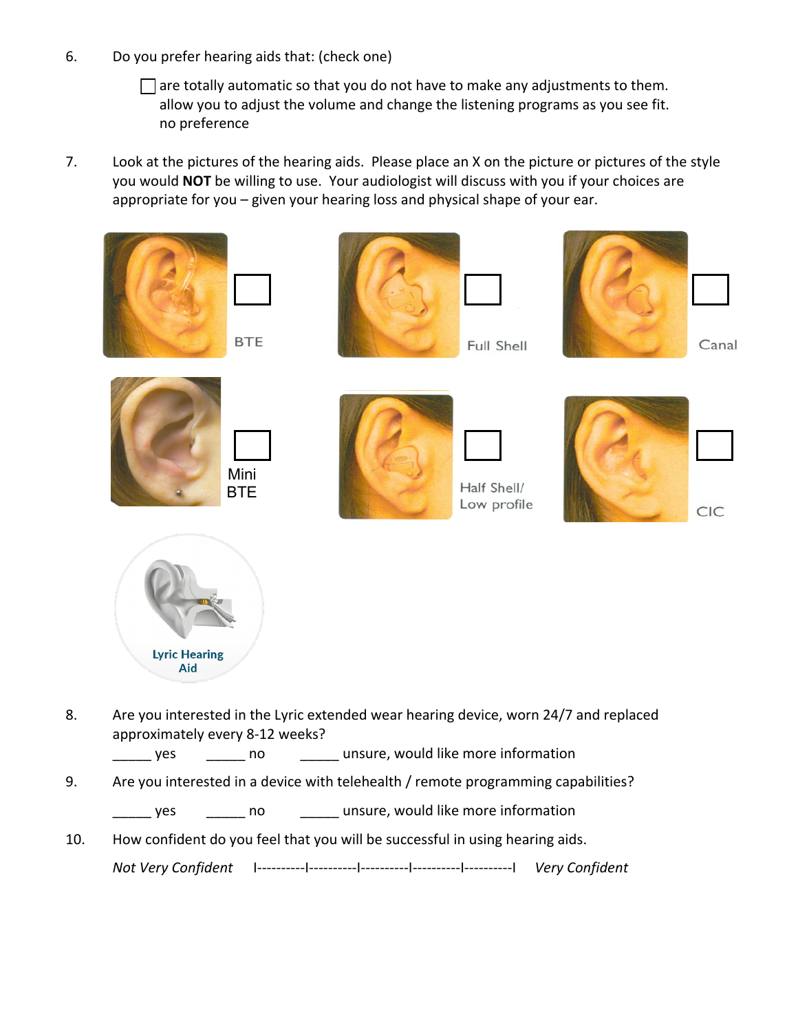6. Do you prefer hearing aids that: (check one)

   ☐ are totally automatic so that you do not have to make any adjustments to them.
   allow you to adjust the volume and change the listening programs as you see fit.
   no preference

7. Look at the pictures of the hearing aids. Please place an X on the picture or pictures of the style you would **NOT** be willing to use. Your audiologist will discuss with you if your choices are appropriate for you – given your hearing loss and physical shape of your ear.

☐ BTE

☐ Full Shell

☐ Canal

☐ Mini BTE

☐ Half Shell/ Low profile

☐ CIC

Lyric Hearing Aid

8. Are you interested in the Lyric extended wear hearing device, worn 24/7 and replaced approximately every 8-12 weeks?

   _____ yes     _____ no     _____ unsure, would like more information

9. Are you interested in a device with telehealth / remote programming capabilities?

   _____ yes     _____ no     _____ unsure, would like more information

10. How confident do you feel that you will be successful in using hearing aids.

   *Not Very Confident*   I----------I----------I----------I----------I----------I   *Very Confident*